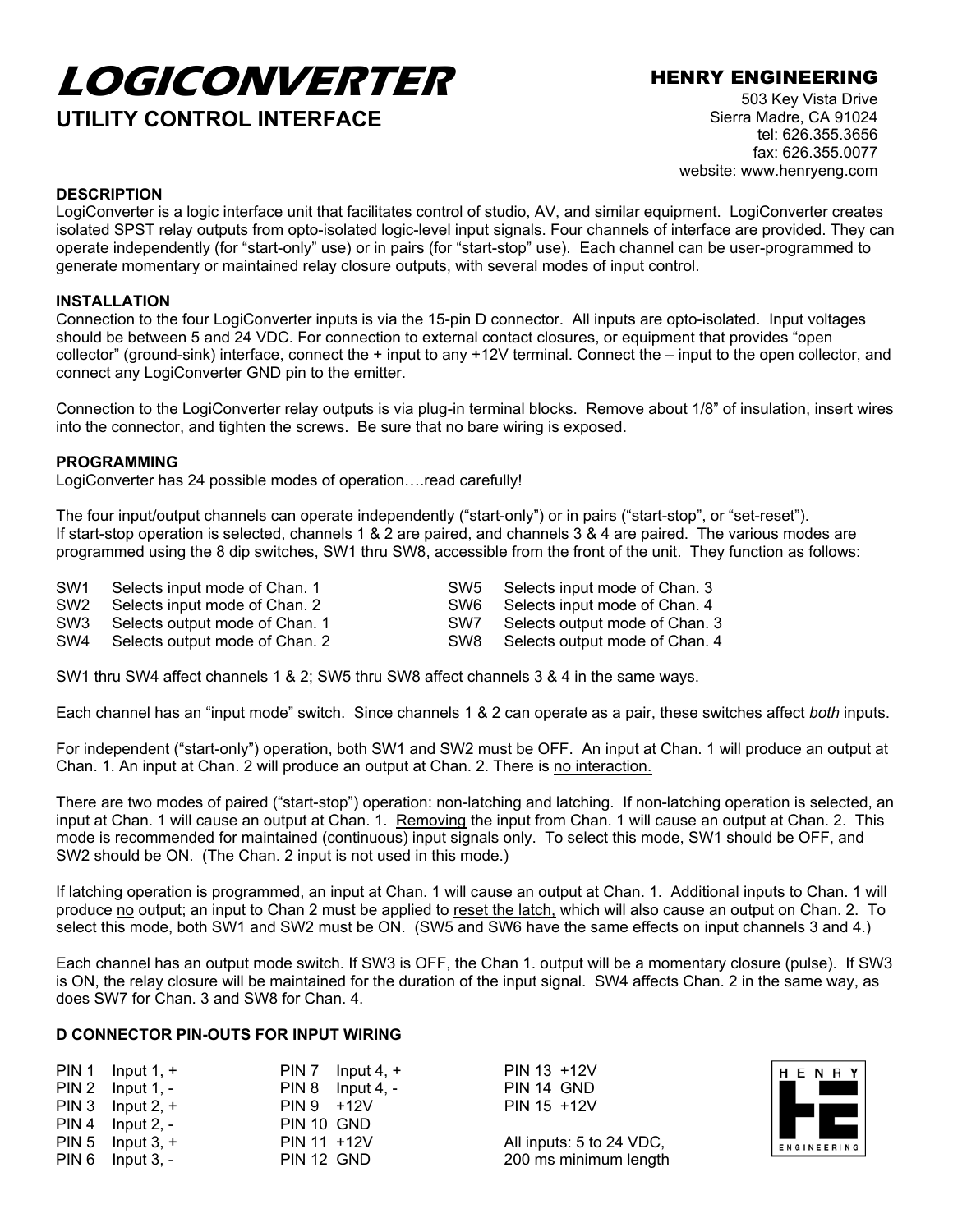# LOGICONVERTER

## UTILITY CONTROL INTERFACE

**HENRY ENGINEERING**
503 Key Vista Drive
Sierra Madre, CA 91024
tel: 626.355.3656
fax: 626.355.0077
website: www.henryeng.com

**DESCRIPTION**

LogiConverter is a logic interface unit that facilitates control of studio, AV, and similar equipment. LogiConverter creates isolated SPST relay outputs from opto-isolated logic-level input signals. Four channels of interface are provided. They can operate independently (for "start-only" use) or in pairs (for "start-stop" use). Each channel can be user-programmed to generate momentary or maintained relay closure outputs, with several modes of input control.

**INSTALLATION**

Connection to the four LogiConverter inputs is via the 15-pin D connector. All inputs are opto-isolated. Input voltages should be between 5 and 24 VDC. For connection to external contact closures, or equipment that provides "open collector" (ground-sink) interface, connect the + input to any +12V terminal. Connect the – input to the open collector, and connect any LogiConverter GND pin to the emitter.

Connection to the LogiConverter relay outputs is via plug-in terminal blocks. Remove about 1/8" of insulation, insert wires into the connector, and tighten the screws. Be sure that no bare wiring is exposed.

**PROGRAMMING**

LogiConverter has 24 possible modes of operation….read carefully!

The four input/output channels can operate independently ("start-only") or in pairs ("start-stop", or "set-reset"). If start-stop operation is selected, channels 1 & 2 are paired, and channels 3 & 4 are paired. The various modes are programmed using the 8 dip switches, SW1 thru SW8, accessible from the front of the unit. They function as follows:

| | | | |
|---|---|---|---|
| SW1 | Selects input mode of Chan. 1 | SW5 | Selects input mode of Chan. 3 |
| SW2 | Selects input mode of Chan. 2 | SW6 | Selects input mode of Chan. 4 |
| SW3 | Selects output mode of Chan. 1 | SW7 | Selects output mode of Chan. 3 |
| SW4 | Selects output mode of Chan. 2 | SW8 | Selects output mode of Chan. 4 |

SW1 thru SW4 affect channels 1 & 2; SW5 thru SW8 affect channels 3 & 4 in the same ways.

Each channel has an "input mode" switch. Since channels 1 & 2 can operate as a pair, these switches affect *both* inputs.

For independent ("start-only") operation, <u>both SW1 and SW2 must be OFF</u>. An input at Chan. 1 will produce an output at Chan. 1. An input at Chan. 2 will produce an output at Chan. 2. There is <u>no interaction.</u>

There are two modes of paired ("start-stop") operation: non-latching and latching. If non-latching operation is selected, an input at Chan. 1 will cause an output at Chan. 1. <u>Removing</u> the input from Chan. 1 will cause an output at Chan. 2. This mode is recommended for maintained (continuous) input signals only. To select this mode, SW1 should be OFF, and SW2 should be ON. (The Chan. 2 input is not used in this mode.)

If latching operation is programmed, an input at Chan. 1 will cause an output at Chan. 1. Additional inputs to Chan. 1 will produce <u>no</u> output; an input to Chan 2 must be applied to <u>reset the latch,</u> which will also cause an output on Chan. 2. To select this mode, <u>both SW1 and SW2 must be ON.</u> (SW5 and SW6 have the same effects on input channels 3 and 4.)

Each channel has an output mode switch. If SW3 is OFF, the Chan 1. output will be a momentary closure (pulse). If SW3 is ON, the relay closure will be maintained for the duration of the input signal. SW4 affects Chan. 2 in the same way, as does SW7 for Chan. 3 and SW8 for Chan. 4.

**D CONNECTOR PIN-OUTS FOR INPUT WIRING**

| | | |
|---|---|---|
| PIN 1 Input 1, + | PIN 7 Input 4, + | PIN 13 +12V |
| PIN 2 Input 1, - | PIN 8 Input 4, - | PIN 14 GND |
| PIN 3 Input 2, + | PIN 9 +12V | PIN 15 +12V |
| PIN 4 Input 2, - | PIN 10 GND | |
| PIN 5 Input 3, + | PIN 11 +12V | All inputs: 5 to 24 VDC, |
| PIN 6 Input 3, - | PIN 12 GND | 200 ms minimum length |

HENRY ENGINEERING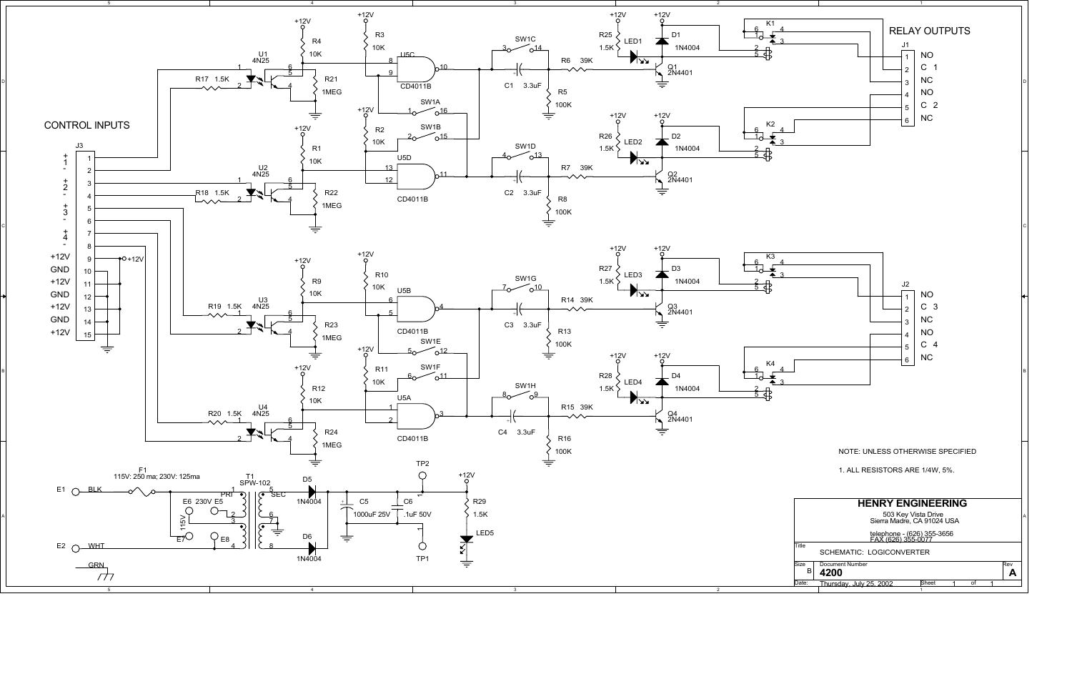CONTROL INPUTS

J3

| Pin | Label |
|---|---|
| 1 | +1 |
| 2 | -1 |
| 3 | +2 |
| 4 | -2 |
| 5 | +3 |
| 6 | -3 |
| 7 | +4 |
| 8 | -4 |
| 9 | +12V |
| 10 | GND |
| 11 | +12V |
| 12 | GND |
| 13 | +12V |
| 14 | GND |
| 15 | +12V |

RELAY OUTPUTS

J1

| Pin | Label |
|---|---|
| 1 | NO |
| 2 | C 1 |
| 3 | NC |
| 4 | NO |
| 5 | C 2 |
| 6 | NC |

J2

| Pin | Label |
|---|---|
| 1 | NO |
| 2 | C 3 |
| 3 | NC |
| 4 | NO |
| 5 | C 4 |
| 6 | NC |

U1 4N25, U2 4N25, U3 4N25, U4 4N25

R17 1.5K, R18 1.5K, R19 1.5K, R20 1.5K

R4 10K, R1 10K, R9 10K, R12 10K

R21 1MEG, R22 1MEG, R23 1MEG, R24 1MEG

R3 10K, R2 10K, R10 10K, R11 10K

U5C CD4011B, U5D CD4011B, U5B CD4011B, U5A CD4011B

SW1A, SW1B, SW1C, SW1D, SW1E, SW1F, SW1G, SW1H

C1 3.3uF, C2 3.3uF, C3 3.3uF, C4 3.3uF

R6 39K, R7 39K, R14 39K, R15 39K

R5 100K, R8 100K, R13 100K, R16 100K

R25 1.5K, R26 1.5K, R27 1.5K, R28 1.5K

LED1, LED2, LED3, LED4, LED5

D1 1N4004, D2 1N4004, D3 1N4004, D4 1N4004

Q1 2N4401, Q2 2N4401, Q3 2N4401, Q4 2N4401

K1, K2, K3, K4

F1 115V: 250 ma; 230V: 125ma

E1 BLK, E2 WHT, GRN

T1 SPW-102, PRI, SEC

E6 230V E5, E7 115V, E8

D5 1N4004, D6 1N4004

C5 1000uF 25V, C6 .1uF 50V

TP1, TP2

R29 1.5K

+12V

NOTE: UNLESS OTHERWISE SPECIFIED

1. ALL RESISTORS ARE 1/4W, 5%.

**HENRY ENGINEERING**

503 Key Vista Drive
Sierra Madre, CA 91024 USA

telephone - (626) 355-3656
FAX (626) 355-0077

Title: SCHEMATIC: LOGICONVERTER

Size: B | Document Number: 4200 | Rev: A

Date: Thursday, July 25, 2002 | Sheet 1 of 1